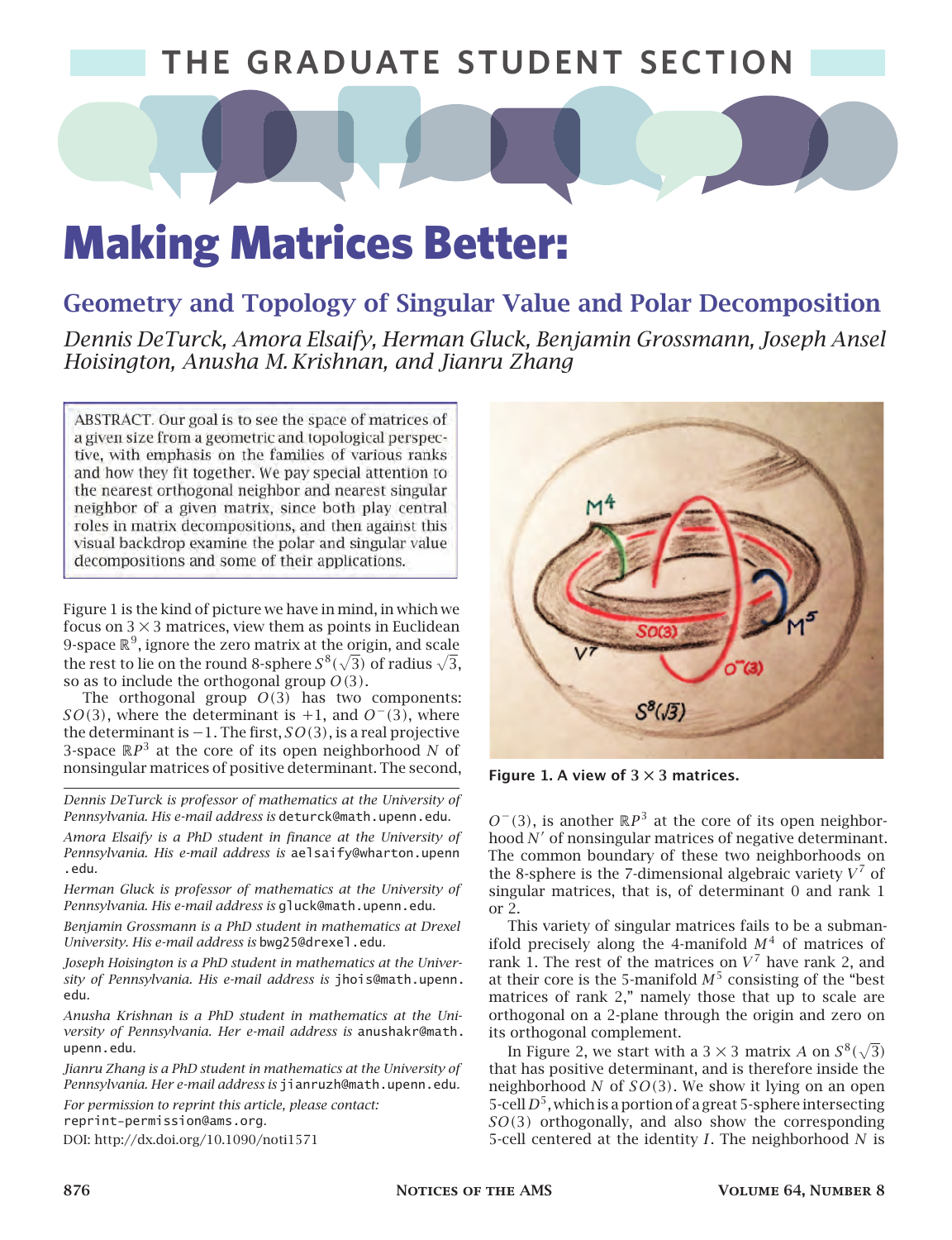THE GRADUATE STUDENT SECTION

# Making Matrices Better:

## Geometry and Topology of Singular Value and Polar Decomposition

*Dennis DeTurck, Amora Elsaify, Herman Gluck, Benjamin Grossmann, Joseph Ansel Hoisington, Anusha M. Krishnan, and Jianru Zhang*

ABSTRACT. Our goal is to see the space of matrices of a given size from a geometric and topological perspective, with emphasis on the families of various ranks and how they fit together. We pay special attention to the nearest orthogonal neighbor and nearest singular neighbor of a given matrix, since both play central roles in matrix decompositions, and then against this visual backdrop examine the polar and singular value decompositions and some of their applications.

Figure 1 is the kind of picture we have in mind, in which we focus on $3 \times 3$ matrices, view them as points in Euclidean 9-space $\mathbb{R}^9$, ignore the zero matrix at the origin, and scale the rest to lie on the round 8-sphere $S^8(\sqrt{3})$ of radius $\sqrt{3}$, so as to include the orthogonal group $O(3)$.

The orthogonal group $O(3)$ has two components: $SO(3)$, where the determinant is $+1$, and $O^-(3)$, where the determinant is $-1$. The first, $SO(3)$, is a real projective 3-space $\mathbb{R}P^3$ at the core of its open neighborhood $N$ of nonsingular matrices of positive determinant. The second, $O^-(3)$, is another $\mathbb{R}P^3$ at the core of its open neighborhood $N'$ of nonsingular matrices of negative determinant. The common boundary of these two neighborhoods on the 8-sphere is the 7-dimensional algebraic variety $V^7$ of singular matrices, that is, of determinant 0 and rank 1 or 2.

Figure 1. A view of $3 \times 3$ matrices.

This variety of singular matrices fails to be a submanifold precisely along the 4-manifold $M^4$ of matrices of rank 1. The rest of the matrices on $V^7$ have rank 2, and at their core is the 5-manifold $M^5$ consisting of the "best matrices of rank 2," namely those that up to scale are orthogonal on a 2-plane through the origin and zero on its orthogonal complement.

In Figure 2, we start with a $3 \times 3$ matrix $A$ on $S^8(\sqrt{3})$ that has positive determinant, and is therefore inside the neighborhood $N$ of $SO(3)$. We show it lying on an open 5-cell $D^5$, which is a portion of a great 5-sphere intersecting $SO(3)$ orthogonally, and also show the corresponding 5-cell centered at the identity $I$. The neighborhood $N$ is

*Dennis DeTurck is professor of mathematics at the University of Pennsylvania. His e-mail address is* deturck@math.upenn.edu.

*Amora Elsaify is a PhD student in finance at the University of Pennsylvania. His e-mail address is* aelsaify@wharton.upenn.edu.

*Herman Gluck is professor of mathematics at the University of Pennsylvania. His e-mail address is* gluck@math.upenn.edu.

*Benjamin Grossmann is a PhD student in mathematics at Drexel University. His e-mail address is* bwg25@drexel.edu.

*Joseph Hoisington is a PhD student in mathematics at the University of Pennsylvania. His e-mail address is* jhois@math.upenn.edu.

*Anusha Krishnan is a PhD student in mathematics at the University of Pennsylvania. Her e-mail address is* anushakr@math.upenn.edu.

*Jianru Zhang is a PhD student in mathematics at the University of Pennsylvania. Her e-mail address is* jianruzh@math.upenn.edu.

*For permission to reprint this article, please contact:* reprint-permission@ams.org.

DOI: http://dx.doi.org/10.1090/noti1571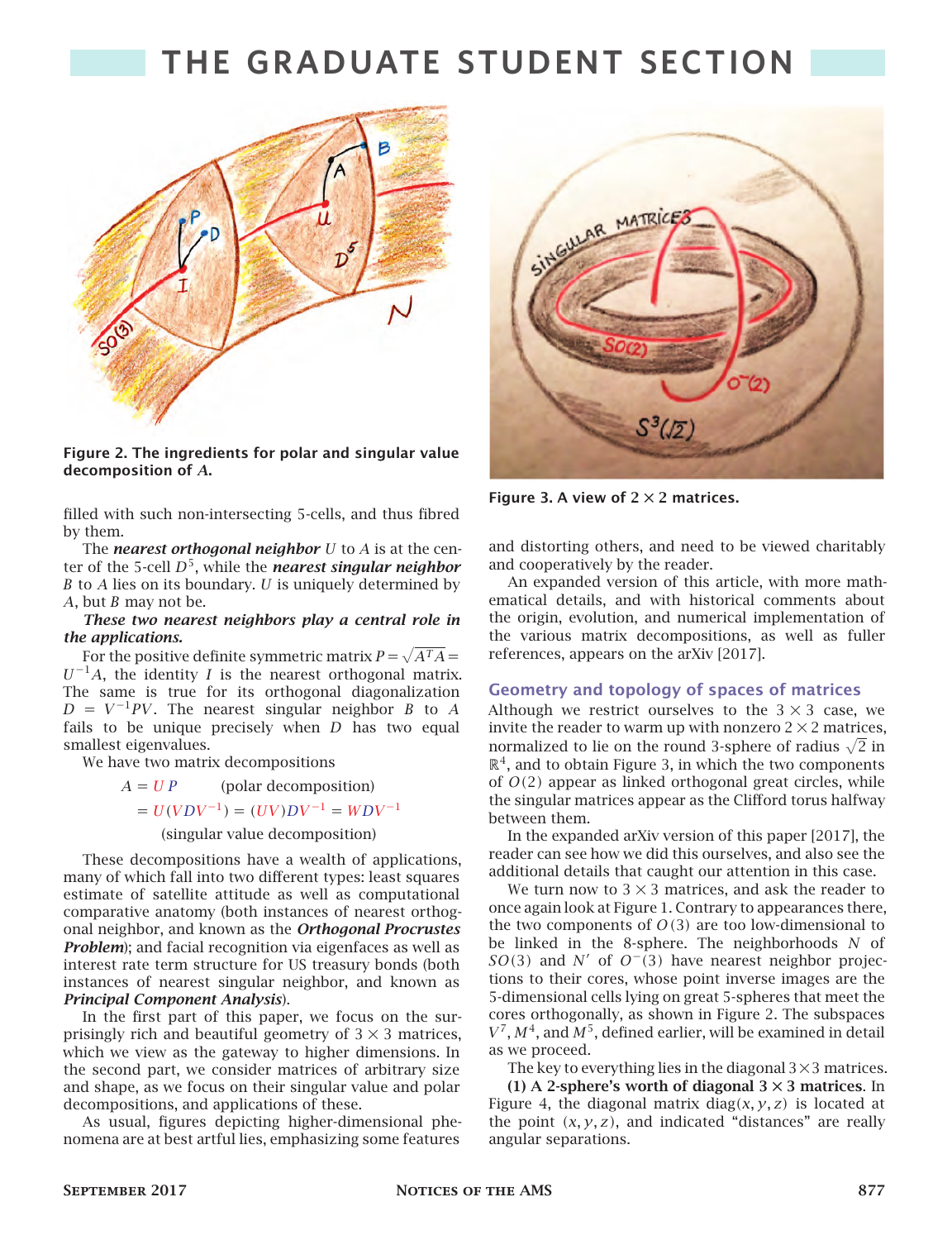# THE GRADUATE STUDENT SECTION

**Figure 2. The ingredients for polar and singular value decomposition of $A$.**

filled with such non-intersecting 5-cells, and thus fibred by them.

The ***nearest orthogonal neighbor*** $U$ to $A$ is at the center of the 5-cell $D^5$, while the ***nearest singular neighbor*** $B$ to $A$ lies on its boundary. $U$ is uniquely determined by $A$, but $B$ may not be.

***These two nearest neighbors play a central role in the applications.***

For the positive definite symmetric matrix $P = \sqrt{A^TA} = U^{-1}A$, the identity $I$ is the nearest orthogonal matrix. The same is true for its orthogonal diagonalization $D = V^{-1}PV$. The nearest singular neighbor $B$ to $A$ fails to be unique precisely when $D$ has two equal smallest eigenvalues.

We have two matrix decompositions

$$A = UP \qquad \text{(polar decomposition)}$$

$$= U(VDV^{-1}) = (UV)DV^{-1} = WDV^{-1}$$

$$\text{(singular value decomposition)}$$

These decompositions have a wealth of applications, many of which fall into two different types: least squares estimate of satellite attitude as well as computational comparative anatomy (both instances of nearest orthogonal neighbor, and known as the ***Orthogonal Procrustes Problem***); and facial recognition via eigenfaces as well as interest rate term structure for US treasury bonds (both instances of nearest singular neighbor, and known as ***Principal Component Analysis***).

In the first part of this paper, we focus on the surprisingly rich and beautiful geometry of $3 \times 3$ matrices, which we view as the gateway to higher dimensions. In the second part, we consider matrices of arbitrary size and shape, as we focus on their singular value and polar decompositions, and applications of these.

As usual, figures depicting higher-dimensional phenomena are at best artful lies, emphasizing some features and distorting others, and need to be viewed charitably and cooperatively by the reader.

**Figure 3. A view of $2 \times 2$ matrices.**

An expanded version of this article, with more mathematical details, and with historical comments about the origin, evolution, and numerical implementation of the various matrix decompositions, as well as fuller references, appears on the arXiv [2017].

## Geometry and topology of spaces of matrices

Although we restrict ourselves to the $3 \times 3$ case, we invite the reader to warm up with nonzero $2 \times 2$ matrices, normalized to lie on the round 3-sphere of radius $\sqrt{2}$ in $\mathbb{R}^4$, and to obtain Figure 3, in which the two components of $O(2)$ appear as linked orthogonal great circles, while the singular matrices appear as the Clifford torus halfway between them.

In the expanded arXiv version of this paper [2017], the reader can see how we did this ourselves, and also see the additional details that caught our attention in this case.

We turn now to $3 \times 3$ matrices, and ask the reader to once again look at Figure 1. Contrary to appearances there, the two components of $O(3)$ are too low-dimensional to be linked in the 8-sphere. The neighborhoods $N$ of $SO(3)$ and $N'$ of $O^-(3)$ have nearest neighbor projections to their cores, whose point inverse images are the 5-dimensional cells lying on great 5-spheres that meet the cores orthogonally, as shown in Figure 2. The subspaces $V^7, M^4$, and $M^5$, defined earlier, will be examined in detail as we proceed.

The key to everything lies in the diagonal $3 \times 3$ matrices.

**(1) A 2-sphere's worth of diagonal $3 \times 3$ matrices.** In Figure 4, the diagonal matrix $\mathrm{diag}(x, y, z)$ is located at the point $(x, y, z)$, and indicated "distances" are really angular separations.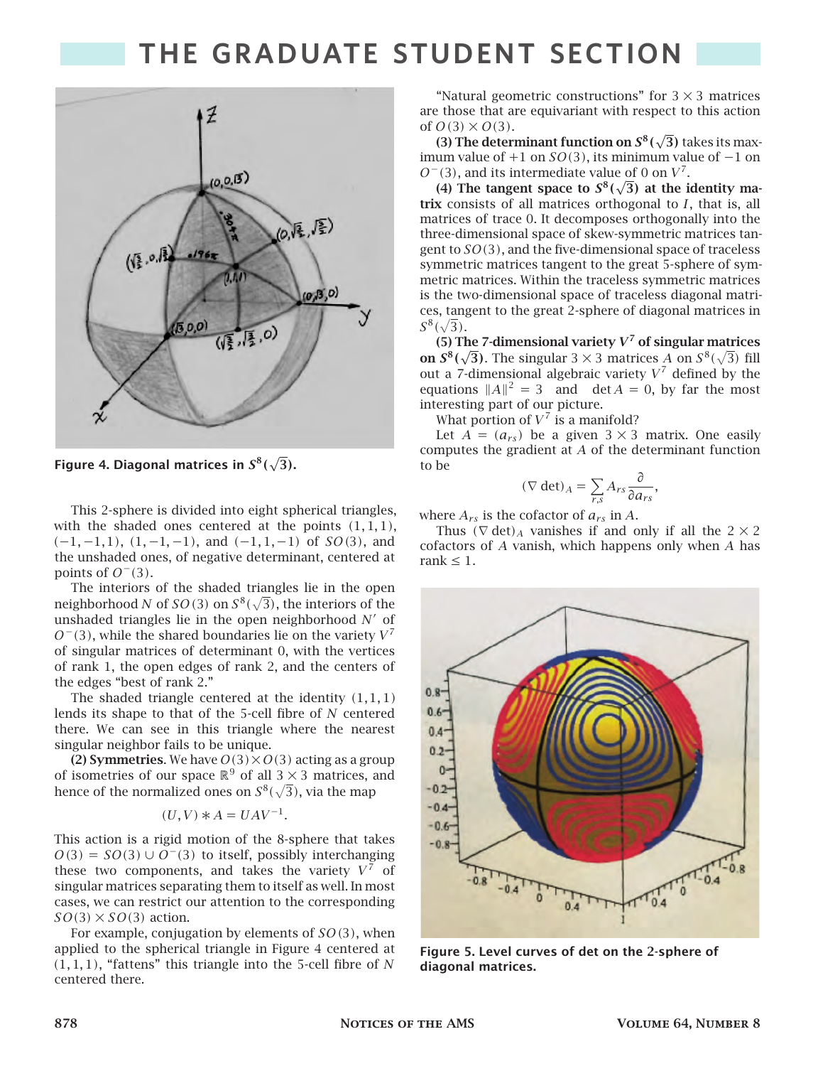Figure 4. Diagonal matrices in $S^8(\sqrt{3})$.

This 2-sphere is divided into eight spherical triangles, with the shaded ones centered at the points $(1,1,1)$, $(-1,-1,1)$, $(1,-1,-1)$, and $(-1,1,-1)$ of $SO(3)$, and the unshaded ones, of negative determinant, centered at points of $O^-(3)$.

The interiors of the shaded triangles lie in the open neighborhood $N$ of $SO(3)$ on $S^8(\sqrt{3})$, the interiors of the unshaded triangles lie in the open neighborhood $N'$ of $O^-(3)$, while the shared boundaries lie on the variety $V^7$ of singular matrices of determinant 0, with the vertices of rank 1, the open edges of rank 2, and the centers of the edges "best of rank 2."

The shaded triangle centered at the identity $(1,1,1)$ lends its shape to that of the 5-cell fibre of $N$ centered there. We can see in this triangle where the nearest singular neighbor fails to be unique.

**(2) Symmetries.** We have $O(3) \times O(3)$ acting as a group of isometries of our space $\mathbb{R}^9$ of all $3 \times 3$ matrices, and hence of the normalized ones on $S^8(\sqrt{3})$, via the map

$$(U, V) * A = UAV^{-1}.$$

This action is a rigid motion of the 8-sphere that takes $O(3) = SO(3) \cup O^-(3)$ to itself, possibly interchanging these two components, and takes the variety $V^7$ of singular matrices separating them to itself as well. In most cases, we can restrict our attention to the corresponding $SO(3) \times SO(3)$ action.

For example, conjugation by elements of $SO(3)$, when applied to the spherical triangle in Figure 4 centered at $(1,1,1)$, "fattens" this triangle into the 5-cell fibre of $N$ centered there.

"Natural geometric constructions" for $3 \times 3$ matrices are those that are equivariant with respect to this action of $O(3) \times O(3)$.

**(3) The determinant function on $S^8(\sqrt{3})$** takes its maximum value of $+1$ on $SO(3)$, its minimum value of $-1$ on $O^-(3)$, and its intermediate value of 0 on $V^7$.

**(4) The tangent space to $S^8(\sqrt{3})$ at the identity matrix** consists of all matrices orthogonal to $I$, that is, all matrices of trace 0. It decomposes orthogonally into the three-dimensional space of skew-symmetric matrices tangent to $SO(3)$, and the five-dimensional space of traceless symmetric matrices tangent to the great 5-sphere of symmetric matrices. Within the traceless symmetric matrices is the two-dimensional space of traceless diagonal matrices, tangent to the great 2-sphere of diagonal matrices in $S^8(\sqrt{3})$.

**(5) The 7-dimensional variety $V^7$ of singular matrices on $S^8(\sqrt{3})$.** The singular $3 \times 3$ matrices $A$ on $S^8(\sqrt{3})$ fill out a 7-dimensional algebraic variety $V^7$ defined by the equations $\|A\|^2 = 3$ and $\det A = 0$, by far the most interesting part of our picture.

What portion of $V^7$ is a manifold?

Let $A = (a_{rs})$ be a given $3 \times 3$ matrix. One easily computes the gradient at $A$ of the determinant function to be

$$(\nabla \det)_A = \sum_{r,s} A_{rs} \frac{\partial}{\partial a_{rs}},$$

where $A_{rs}$ is the cofactor of $a_{rs}$ in $A$.

Thus $(\nabla \det)_A$ vanishes if and only if all the $2 \times 2$ cofactors of $A$ vanish, which happens only when $A$ has rank $\leq 1$.

Figure 5. Level curves of det on the 2-sphere of diagonal matrices.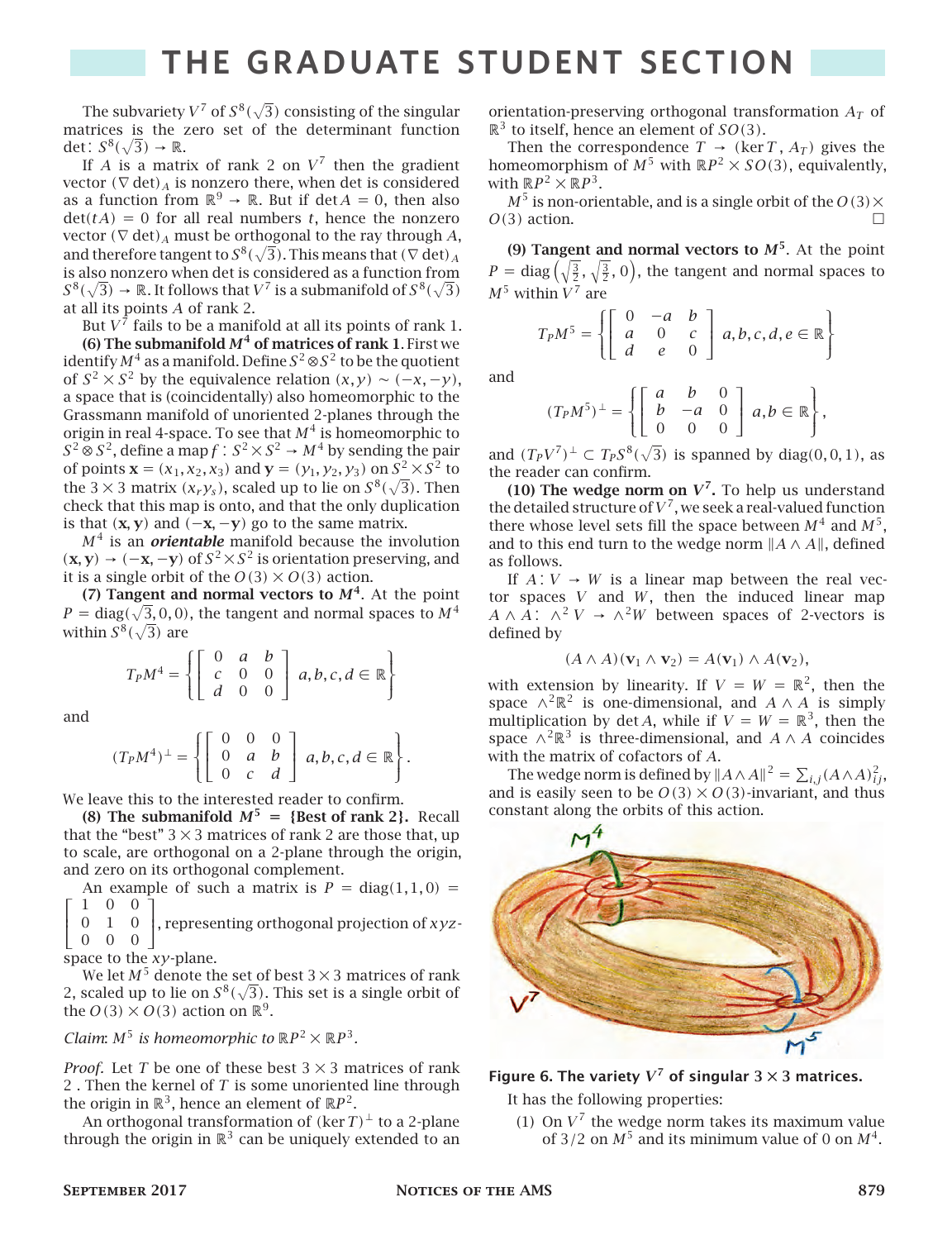The subvariety $V^7$ of $S^8(\sqrt{3})$ consisting of the singular matrices is the zero set of the determinant function $\det\colon S^8(\sqrt{3}) \to \mathbb{R}$.

If $A$ is a matrix of rank 2 on $V^7$ then the gradient vector $(\nabla \det)_A$ is nonzero there, when det is considered as a function from $\mathbb{R}^9 \to \mathbb{R}$. But if $\det A = 0$, then also $\det(tA) = 0$ for all real numbers $t$, hence the nonzero vector $(\nabla \det)_A$ must be orthogonal to the ray through $A$, and therefore tangent to $S^8(\sqrt{3})$. This means that $(\nabla \det)_A$ is also nonzero when det is considered as a function from $S^8(\sqrt{3}) \to \mathbb{R}$. It follows that $V^7$ is a submanifold of $S^8(\sqrt{3})$ at all its points $A$ of rank 2.

But $V^7$ fails to be a manifold at all its points of rank 1.

**(6) The submanifold $M^4$ of matrices of rank 1.** First we identify $M^4$ as a manifold. Define $S^2 \otimes S^2$ to be the quotient of $S^2 \times S^2$ by the equivalence relation $(x, y) \sim (-x, -y)$, a space that is (coincidentally) also homeomorphic to the Grassmann manifold of unoriented 2-planes through the origin in real 4-space. To see that $M^4$ is homeomorphic to $S^2 \otimes S^2$, define a map $f\colon S^2 \times S^2 \to M^4$ by sending the pair of points $\mathbf{x} = (x_1, x_2, x_3)$ and $\mathbf{y} = (y_1, y_2, y_3)$ on $S^2 \times S^2$ to the $3 \times 3$ matrix $(x_r y_s)$, scaled up to lie on $S^8(\sqrt{3})$. Then check that this map is onto, and that the only duplication is that $(\mathbf{x}, \mathbf{y})$ and $(-\mathbf{x}, -\mathbf{y})$ go to the same matrix.

$M^4$ is an ***orientable*** manifold because the involution $(\mathbf{x}, \mathbf{y}) \to (-\mathbf{x}, -\mathbf{y})$ of $S^2 \times S^2$ is orientation preserving, and it is a single orbit of the $O(3) \times O(3)$ action.

**(7) Tangent and normal vectors to $M^4$.** At the point $P = \mathrm{diag}(\sqrt{3}, 0, 0)$, the tangent and normal spaces to $M^4$ within $S^8(\sqrt{3})$ are

$$T_P M^4 = \left\{ \begin{bmatrix} 0 & a & b \\ c & 0 & 0 \\ d & 0 & 0 \end{bmatrix} \; a, b, c, d \in \mathbb{R} \right\}$$

and

$$(T_P M^4)^\perp = \left\{ \begin{bmatrix} 0 & 0 & 0 \\ 0 & a & b \\ 0 & c & d \end{bmatrix} \; a, b, c, d \in \mathbb{R} \right\}.$$

We leave this to the interested reader to confirm.

**(8) The submanifold $M^5$ = {Best of rank 2}.** Recall that the "best" $3 \times 3$ matrices of rank 2 are those that, up to scale, are orthogonal on a 2-plane through the origin, and zero on its orthogonal complement.

An example of such a matrix is $P = \mathrm{diag}(1, 1, 0) = \begin{bmatrix} 1 & 0 & 0 \\ 0 & 1 & 0 \\ 0 & 0 & 0 \end{bmatrix}$, representing orthogonal projection of $xyz$-space to the $xy$-plane.

We let $M^5$ denote the set of best $3 \times 3$ matrices of rank 2, scaled up to lie on $S^8(\sqrt{3})$. This set is a single orbit of the $O(3) \times O(3)$ action on $\mathbb{R}^9$.

*Claim*: *$M^5$ is homeomorphic to $\mathbb{R}P^2 \times \mathbb{R}P^3$.*

*Proof.* Let $T$ be one of these best $3 \times 3$ matrices of rank 2 . Then the kernel of $T$ is some unoriented line through the origin in $\mathbb{R}^3$, hence an element of $\mathbb{R}P^2$.

An orthogonal transformation of $(\ker T)^\perp$ to a 2-plane through the origin in $\mathbb{R}^3$ can be uniquely extended to an orientation-preserving orthogonal transformation $A_T$ of $\mathbb{R}^3$ to itself, hence an element of $SO(3)$.

Then the correspondence $T \to (\ker T, A_T)$ gives the homeomorphism of $M^5$ with $\mathbb{R}P^2 \times SO(3)$, equivalently, with $\mathbb{R}P^2 \times \mathbb{R}P^3$.

$M^5$ is non-orientable, and is a single orbit of the $O(3) \times O(3)$ action. □

**(9) Tangent and normal vectors to $M^5$.** At the point $P = \mathrm{diag}\left(\sqrt{\frac{3}{2}}, \sqrt{\frac{3}{2}}, 0\right)$, the tangent and normal spaces to $M^5$ within $V^7$ are

$$T_P M^5 = \left\{ \begin{bmatrix} 0 & -a & b \\ a & 0 & c \\ d & e & 0 \end{bmatrix} \; a, b, c, d, e \in \mathbb{R} \right\}$$

and

$$(T_P M^5)^\perp = \left\{ \begin{bmatrix} a & b & 0 \\ b & -a & 0 \\ 0 & 0 & 0 \end{bmatrix} \; a, b \in \mathbb{R} \right\},$$

and $(T_P V^7)^\perp \subset T_P S^8(\sqrt{3})$ is spanned by $\mathrm{diag}(0, 0, 1)$, as the reader can confirm.

**(10) The wedge norm on $V^7$.** To help us understand the detailed structure of $V^7$, we seek a real-valued function there whose level sets fill the space between $M^4$ and $M^5$, and to this end turn to the wedge norm $\|A \wedge A\|$, defined as follows.

If $A\colon V \to W$ is a linear map between the real vector spaces $V$ and $W$, then the induced linear map $A \wedge A\colon \wedge^2 V \to \wedge^2 W$ between spaces of 2-vectors is defined by

$$(A \wedge A)(\mathbf{v}_1 \wedge \mathbf{v}_2) = A(\mathbf{v}_1) \wedge A(\mathbf{v}_2),$$

with extension by linearity. If $V = W = \mathbb{R}^2$, then the space $\wedge^2 \mathbb{R}^2$ is one-dimensional, and $A \wedge A$ is simply multiplication by $\det A$, while if $V = W = \mathbb{R}^3$, then the space $\wedge^2 \mathbb{R}^3$ is three-dimensional, and $A \wedge A$ coincides with the matrix of cofactors of $A$.

The wedge norm is defined by $\|A \wedge A\|^2 = \sum_{i,j} (A \wedge A)_{ij}^2$, and is easily seen to be $O(3) \times O(3)$-invariant, and thus constant along the orbits of this action.

**Figure 6. The variety $V^7$ of singular $3 \times 3$ matrices.**

It has the following properties:

(1) On $V^7$ the wedge norm takes its maximum value of $3/2$ on $M^5$ and its minimum value of 0 on $M^4$.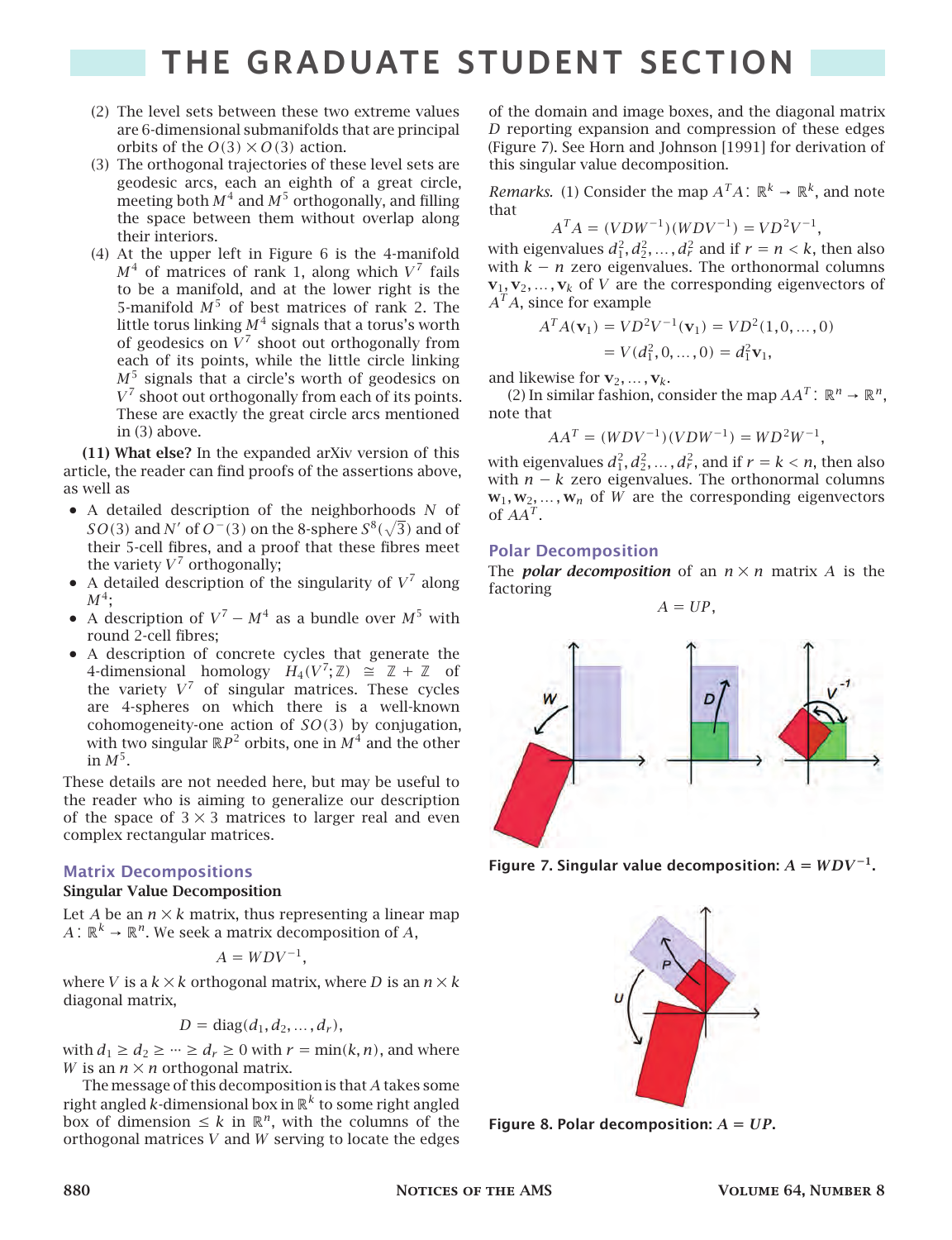(2) The level sets between these two extreme values are 6-dimensional submanifolds that are principal orbits of the $O(3) \times O(3)$ action.

(3) The orthogonal trajectories of these level sets are geodesic arcs, each an eighth of a great circle, meeting both $M^4$ and $M^5$ orthogonally, and filling the space between them without overlap along their interiors.

(4) At the upper left in Figure 6 is the 4-manifold $M^4$ of matrices of rank 1, along which $V^7$ fails to be a manifold, and at the lower right is the 5-manifold $M^5$ of best matrices of rank 2. The little torus linking $M^4$ signals that a torus's worth of geodesics on $V^7$ shoot out orthogonally from each of its points, while the little circle linking $M^5$ signals that a circle's worth of geodesics on $V^7$ shoot out orthogonally from each of its points. These are exactly the great circle arcs mentioned in (3) above.

**(11) What else?** In the expanded arXiv version of this article, the reader can find proofs of the assertions above, as well as

- A detailed description of the neighborhoods $N$ of $SO(3)$ and $N'$ of $O^-(3)$ on the 8-sphere $S^8(\sqrt{3})$ and of their 5-cell fibres, and a proof that these fibres meet the variety $V^7$ orthogonally;
- A detailed description of the singularity of $V^7$ along $M^4$;
- A description of $V^7 - M^4$ as a bundle over $M^5$ with round 2-cell fibres;
- A description of concrete cycles that generate the 4-dimensional homology $H_4(V^7;\mathbb{Z}) \cong \mathbb{Z} + \mathbb{Z}$ of the variety $V^7$ of singular matrices. These cycles are 4-spheres on which there is a well-known cohomogeneity-one action of $SO(3)$ by conjugation, with two singular $\mathbb{R}P^2$ orbits, one in $M^4$ and the other in $M^5$.

These details are not needed here, but may be useful to the reader who is aiming to generalize our description of the space of $3 \times 3$ matrices to larger real and even complex rectangular matrices.

## Matrix Decompositions

### Singular Value Decomposition

Let $A$ be an $n \times k$ matrix, thus representing a linear map $A\colon \mathbb{R}^k \to \mathbb{R}^n$. We seek a matrix decomposition of $A$,

$$A = WDV^{-1},$$

where $V$ is a $k \times k$ orthogonal matrix, where $D$ is an $n \times k$ diagonal matrix,

$$D = \mathrm{diag}(d_1, d_2, \ldots, d_r),$$

with $d_1 \geq d_2 \geq \cdots \geq d_r \geq 0$ with $r = \min(k, n)$, and where $W$ is an $n \times n$ orthogonal matrix.

The message of this decomposition is that $A$ takes some right angled $k$-dimensional box in $\mathbb{R}^k$ to some right angled box of dimension $\leq k$ in $\mathbb{R}^n$, with the columns of the orthogonal matrices $V$ and $W$ serving to locate the edges of the domain and image boxes, and the diagonal matrix $D$ reporting expansion and compression of these edges (Figure 7). See Horn and Johnson [1991] for derivation of this singular value decomposition.

*Remarks.* (1) Consider the map $A^TA\colon \mathbb{R}^k \to \mathbb{R}^k$, and note that

$$A^TA = (VDW^{-1})(WDV^{-1}) = VD^2V^{-1},$$

with eigenvalues $d_1^2, d_2^2, \ldots, d_r^2$ and if $r = n < k$, then also with $k - n$ zero eigenvalues. The orthonormal columns $\mathbf{v}_1, \mathbf{v}_2, \ldots, \mathbf{v}_k$ of $V$ are the corresponding eigenvectors of $A^TA$, since for example

$$A^TA(\mathbf{v}_1) = VD^2V^{-1}(\mathbf{v}_1) = VD^2(1, 0, \ldots, 0)$$
$$= V(d_1^2, 0, \ldots, 0) = d_1^2\mathbf{v}_1,$$

and likewise for $\mathbf{v}_2, \ldots, \mathbf{v}_k$.

(2) In similar fashion, consider the map $AA^T\colon \mathbb{R}^n \to \mathbb{R}^n$, note that

$$AA^T = (WDV^{-1})(VDW^{-1}) = WD^2W^{-1},$$

with eigenvalues $d_1^2, d_2^2, \ldots, d_r^2$, and if $r = k < n$, then also with $n - k$ zero eigenvalues. The orthonormal columns $\mathbf{w}_1, \mathbf{w}_2, \ldots, \mathbf{w}_n$ of $W$ are the corresponding eigenvectors of $AA^T$.

## Polar Decomposition

The ***polar decomposition*** of an $n \times n$ matrix $A$ is the factoring

$$A = UP,$$

**Figure 7. Singular value decomposition: $A = WDV^{-1}$.**

**Figure 8. Polar decomposition: $A = UP$.**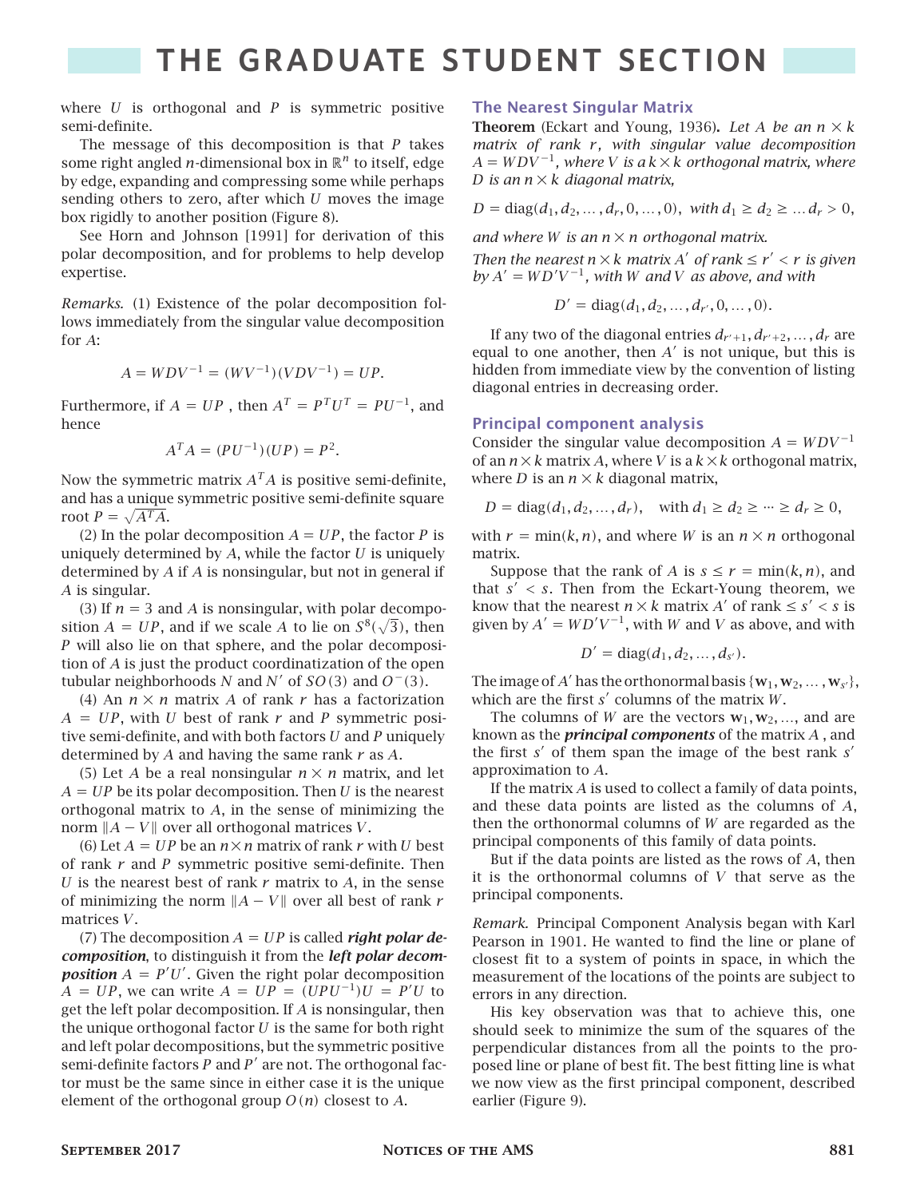where $U$ is orthogonal and $P$ is symmetric positive semi-definite.

The message of this decomposition is that $P$ takes some right angled $n$-dimensional box in $\mathbb{R}^n$ to itself, edge by edge, expanding and compressing some while perhaps sending others to zero, after which $U$ moves the image box rigidly to another position (Figure 8).

See Horn and Johnson [1991] for derivation of this polar decomposition, and for problems to help develop expertise.

*Remarks.* (1) Existence of the polar decomposition follows immediately from the singular value decomposition for $A$:

$$A = WDV^{-1} = (WV^{-1})(VDV^{-1}) = UP.$$

Furthermore, if $A = UP$, then $A^T = P^T U^T = PU^{-1}$, and hence

$$A^T A = (PU^{-1})(UP) = P^2.$$

Now the symmetric matrix $A^T A$ is positive semi-definite, and has a unique symmetric positive semi-definite square root $P = \sqrt{A^T A}$.

(2) In the polar decomposition $A = UP$, the factor $P$ is uniquely determined by $A$, while the factor $U$ is uniquely determined by $A$ if $A$ is nonsingular, but not in general if $A$ is singular.

(3) If $n = 3$ and $A$ is nonsingular, with polar decomposition $A = UP$, and if we scale $A$ to lie on $S^8(\sqrt{3})$, then $P$ will also lie on that sphere, and the polar decomposition of $A$ is just the product coordinatization of the open tubular neighborhoods $N$ and $N'$ of $SO(3)$ and $O^-(3)$.

(4) An $n \times n$ matrix $A$ of rank $r$ has a factorization $A = UP$, with $U$ best of rank $r$ and $P$ symmetric positive semi-definite, and with both factors $U$ and $P$ uniquely determined by $A$ and having the same rank $r$ as $A$.

(5) Let $A$ be a real nonsingular $n \times n$ matrix, and let $A = UP$ be its polar decomposition. Then $U$ is the nearest orthogonal matrix to $A$, in the sense of minimizing the norm $\|A - V\|$ over all orthogonal matrices $V$.

(6) Let $A = UP$ be an $n \times n$ matrix of rank $r$ with $U$ best of rank $r$ and $P$ symmetric positive semi-definite. Then $U$ is the nearest best of rank $r$ matrix to $A$, in the sense of minimizing the norm $\|A - V\|$ over all best of rank $r$ matrices $V$.

(7) The decomposition $A = UP$ is called ***right polar decomposition***, to distinguish it from the ***left polar decomposition*** $A = P'U'$. Given the right polar decomposition $A = UP$, we can write $A = UP = (UPU^{-1})U = P'U$ to get the left polar decomposition. If $A$ is nonsingular, then the unique orthogonal factor $U$ is the same for both right and left polar decompositions, but the symmetric positive semi-definite factors $P$ and $P'$ are not. The orthogonal factor must be the same since in either case it is the unique element of the orthogonal group $O(n)$ closest to $A$.

## The Nearest Singular Matrix

**Theorem** (Eckart and Young, 1936)**.** *Let $A$ be an $n \times k$ matrix of rank $r$, with singular value decomposition $A = WDV^{-1}$, where $V$ is a $k \times k$ orthogonal matrix, where $D$ is an $n \times k$ diagonal matrix,*

$$D = \text{diag}(d_1, d_2, \dots, d_r, 0, \dots, 0), \text{ with } d_1 \geq d_2 \geq \dots d_r > 0,$$

*and where $W$ is an $n \times n$ orthogonal matrix.*

*Then the nearest $n \times k$ matrix $A'$ of rank $\leq r' < r$ is given by $A' = WD'V^{-1}$, with $W$ and $V$ as above, and with*

$$D' = \text{diag}(d_1, d_2, \dots, d_{r'}, 0, \dots, 0).$$

If any two of the diagonal entries $d_{r'+1}, d_{r'+2}, \dots, d_r$ are equal to one another, then $A'$ is not unique, but this is hidden from immediate view by the convention of listing diagonal entries in decreasing order.

## Principal component analysis

Consider the singular value decomposition $A = WDV^{-1}$ of an $n \times k$ matrix $A$, where $V$ is a $k \times k$ orthogonal matrix, where $D$ is an $n \times k$ diagonal matrix,

$$D = \text{diag}(d_1, d_2, \dots, d_r), \quad \text{with } d_1 \geq d_2 \geq \dots \geq d_r \geq 0,$$

with $r = \min(k, n)$, and where $W$ is an $n \times n$ orthogonal matrix.

Suppose that the rank of $A$ is $s \leq r = \min(k, n)$, and that $s' < s$. Then from the Eckart-Young theorem, we know that the nearest $n \times k$ matrix $A'$ of rank $\leq s' < s$ is given by $A' = WD'V^{-1}$, with $W$ and $V$ as above, and with

$$D' = \text{diag}(d_1, d_2, \dots, d_{s'}).$$

The image of $A'$ has the orthonormal basis $\{\mathbf{w}_1, \mathbf{w}_2, \dots, \mathbf{w}_{s'}\}$, which are the first $s'$ columns of the matrix $W$.

The columns of $W$ are the vectors $\mathbf{w}_1, \mathbf{w}_2, \dots$, and are known as the ***principal components*** of the matrix $A$, and the first $s'$ of them span the image of the best rank $s'$ approximation to $A$.

If the matrix $A$ is used to collect a family of data points, and these data points are listed as the columns of $A$, then the orthonormal columns of $W$ are regarded as the principal components of this family of data points.

But if the data points are listed as the rows of $A$, then it is the orthonormal columns of $V$ that serve as the principal components.

*Remark.* Principal Component Analysis began with Karl Pearson in 1901. He wanted to find the line or plane of closest fit to a system of points in space, in which the measurement of the locations of the points are subject to errors in any direction.

His key observation was that to achieve this, one should seek to minimize the sum of the squares of the perpendicular distances from all the points to the proposed line or plane of best fit. The best fitting line is what we now view as the first principal component, described earlier (Figure 9).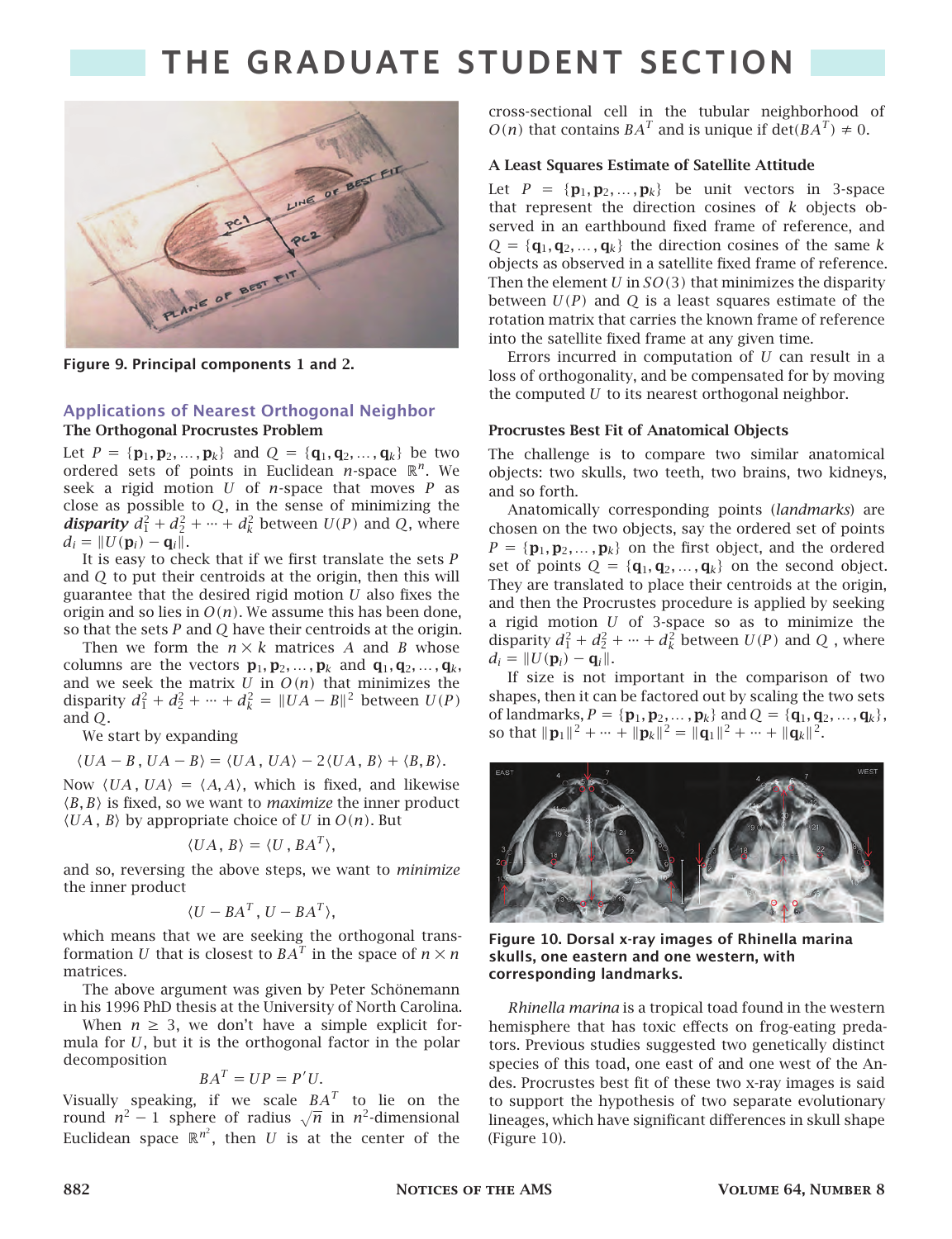Figure 9. Principal components 1 and 2.

## Applications of Nearest Orthogonal Neighbor

### The Orthogonal Procrustes Problem

Let $P = \{\mathbf{p}_1, \mathbf{p}_2, \ldots, \mathbf{p}_k\}$ and $Q = \{\mathbf{q}_1, \mathbf{q}_2, \ldots, \mathbf{q}_k\}$ be two ordered sets of points in Euclidean $n$-space $\mathbb{R}^n$. We seek a rigid motion $U$ of $n$-space that moves $P$ as close as possible to $Q$, in the sense of minimizing the ***disparity*** $d_1^2 + d_2^2 + \cdots + d_k^2$ between $U(P)$ and $Q$, where $d_i = \|U(\mathbf{p}_i) - \mathbf{q}_i\|$.

It is easy to check that if we first translate the sets $P$ and $Q$ to put their centroids at the origin, then this will guarantee that the desired rigid motion $U$ also fixes the origin and so lies in $O(n)$. We assume this has been done, so that the sets $P$ and $Q$ have their centroids at the origin.

Then we form the $n \times k$ matrices $A$ and $B$ whose columns are the vectors $\mathbf{p}_1, \mathbf{p}_2, \ldots, \mathbf{p}_k$ and $\mathbf{q}_1, \mathbf{q}_2, \ldots, \mathbf{q}_k$, and we seek the matrix $U$ in $O(n)$ that minimizes the disparity $d_1^2 + d_2^2 + \cdots + d_k^2 = \|UA - B\|^2$ between $U(P)$ and $Q$.

We start by expanding

$$\langle UA - B\,,\, UA - B\rangle = \langle UA\,,\, UA\rangle - 2\langle UA\,,\, B\rangle + \langle B, B\rangle.$$

Now $\langle UA\,,\, UA\rangle = \langle A, A\rangle$, which is fixed, and likewise $\langle B, B\rangle$ is fixed, so we want to *maximize* the inner product $\langle UA\,,\, B\rangle$ by appropriate choice of $U$ in $O(n)$. But

$$\langle UA\,,\, B\rangle = \langle U\,,\, BA^T\rangle,$$

and so, reversing the above steps, we want to *minimize* the inner product

$$\langle U - BA^T\,,\, U - BA^T\rangle,$$

which means that we are seeking the orthogonal transformation $U$ that is closest to $BA^T$ in the space of $n \times n$ matrices.

The above argument was given by Peter Schönemann in his 1996 PhD thesis at the University of North Carolina.

When $n \geq 3$, we don't have a simple explicit formula for $U$, but it is the orthogonal factor in the polar decomposition

$$BA^T = UP = P'U.$$

Visually speaking, if we scale $BA^T$ to lie on the round $n^2 - 1$ sphere of radius $\sqrt{n}$ in $n^2$-dimensional Euclidean space $\mathbb{R}^{n^2}$, then $U$ is at the center of the cross-sectional cell in the tubular neighborhood of $O(n)$ that contains $BA^T$ and is unique if $\det(BA^T) \neq 0$.

### A Least Squares Estimate of Satellite Attitude

Let $P = \{\mathbf{p}_1, \mathbf{p}_2, \ldots, \mathbf{p}_k\}$ be unit vectors in 3-space that represent the direction cosines of $k$ objects observed in an earthbound fixed frame of reference, and $Q = \{\mathbf{q}_1, \mathbf{q}_2, \ldots, \mathbf{q}_k\}$ the direction cosines of the same $k$ objects as observed in a satellite fixed frame of reference. Then the element $U$ in $SO(3)$ that minimizes the disparity between $U(P)$ and $Q$ is a least squares estimate of the rotation matrix that carries the known frame of reference into the satellite fixed frame at any given time.

Errors incurred in computation of $U$ can result in a loss of orthogonality, and be compensated for by moving the computed $U$ to its nearest orthogonal neighbor.

### Procrustes Best Fit of Anatomical Objects

The challenge is to compare two similar anatomical objects: two skulls, two teeth, two brains, two kidneys, and so forth.

Anatomically corresponding points (*landmarks*) are chosen on the two objects, say the ordered set of points $P = \{\mathbf{p}_1, \mathbf{p}_2, \ldots, \mathbf{p}_k\}$ on the first object, and the ordered set of points $Q = \{\mathbf{q}_1, \mathbf{q}_2, \ldots, \mathbf{q}_k\}$ on the second object. They are translated to place their centroids at the origin, and then the Procrustes procedure is applied by seeking a rigid motion $U$ of 3-space so as to minimize the disparity $d_1^2 + d_2^2 + \cdots + d_k^2$ between $U(P)$ and $Q$, where $d_i = \|U(\mathbf{p}_i) - \mathbf{q}_i\|$.

If size is not important in the comparison of two shapes, then it can be factored out by scaling the two sets of landmarks, $P = \{\mathbf{p}_1, \mathbf{p}_2, \ldots, \mathbf{p}_k\}$ and $Q = \{\mathbf{q}_1, \mathbf{q}_2, \ldots, \mathbf{q}_k\}$, so that $\|\mathbf{p}_1\|^2 + \cdots + \|\mathbf{p}_k\|^2 = \|\mathbf{q}_1\|^2 + \cdots + \|\mathbf{q}_k\|^2$.

Figure 10. Dorsal x-ray images of Rhinella marina skulls, one eastern and one western, with corresponding landmarks.

*Rhinella marina* is a tropical toad found in the western hemisphere that has toxic effects on frog-eating predators. Previous studies suggested two genetically distinct species of this toad, one east of and one west of the Andes. Procrustes best fit of these two x-ray images is said to support the hypothesis of two separate evolutionary lineages, which have significant differences in skull shape (Figure 10).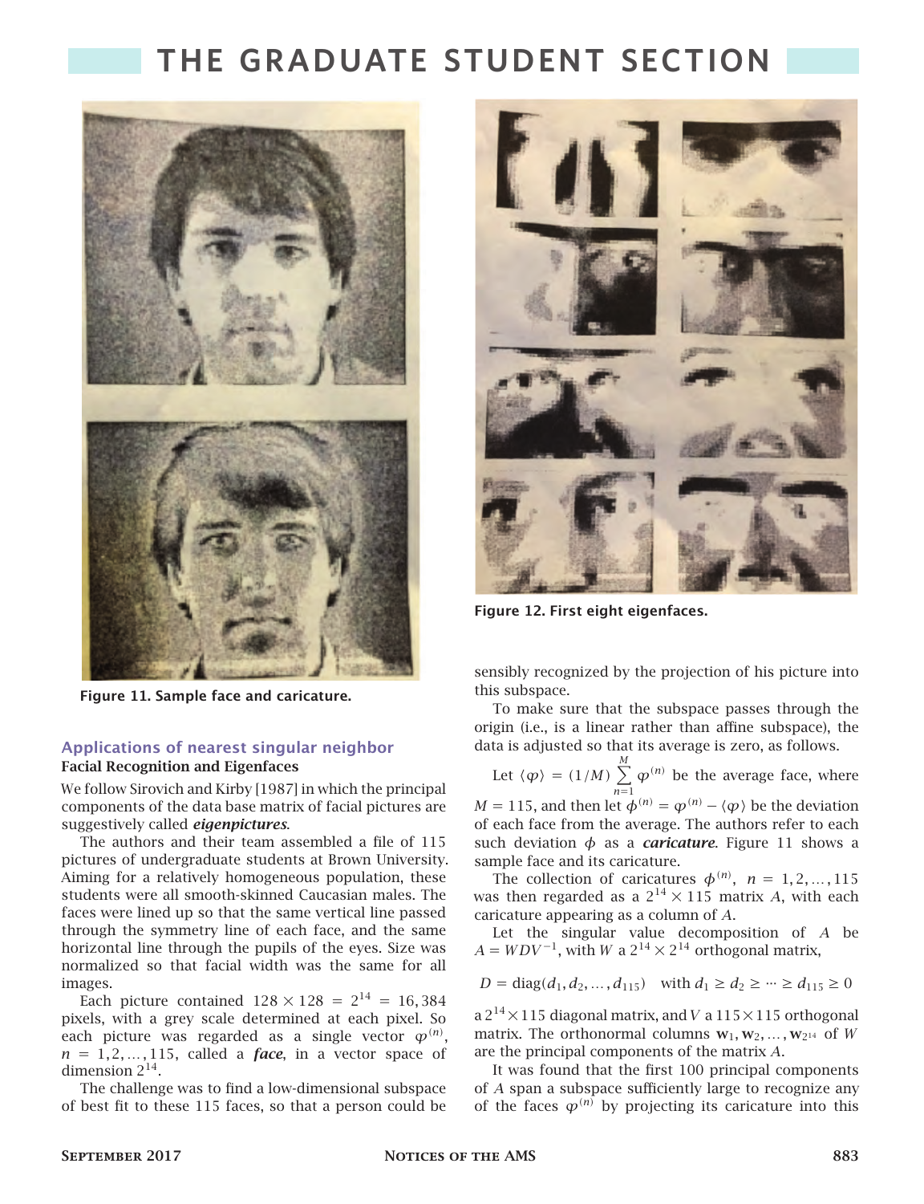Figure 11. Sample face and caricature.

Figure 12. First eight eigenfaces.

### Applications of nearest singular neighbor

#### Facial Recognition and Eigenfaces

We follow Sirovich and Kirby [1987] in which the principal components of the data base matrix of facial pictures are suggestively called ***eigenpictures***.

The authors and their team assembled a file of 115 pictures of undergraduate students at Brown University. Aiming for a relatively homogeneous population, these students were all smooth-skinned Caucasian males. The faces were lined up so that the same vertical line passed through the symmetry line of each face, and the same horizontal line through the pupils of the eyes. Size was normalized so that facial width was the same for all images.

Each picture contained $128 \times 128 = 2^{14} = 16,384$ pixels, with a grey scale determined at each pixel. So each picture was regarded as a single vector $\varphi^{(n)}$, $n = 1, 2, \ldots, 115$, called a ***face***, in a vector space of dimension $2^{14}$.

The challenge was to find a low-dimensional subspace of best fit to these 115 faces, so that a person could be sensibly recognized by the projection of his picture into this subspace.

To make sure that the subspace passes through the origin (i.e., is a linear rather than affine subspace), the data is adjusted so that its average is zero, as follows.

Let $\langle \varphi \rangle = (1/M) \sum_{n=1}^{M} \varphi^{(n)}$ be the average face, where $M = 115$, and then let $\phi^{(n)} = \varphi^{(n)} - \langle \varphi \rangle$ be the deviation of each face from the average. The authors refer to each such deviation $\phi$ as a ***caricature***. Figure 11 shows a sample face and its caricature.

The collection of caricatures $\phi^{(n)}$, $n = 1, 2, \ldots, 115$ was then regarded as a $2^{14} \times 115$ matrix $A$, with each caricature appearing as a column of $A$.

Let the singular value decomposition of $A$ be $A = WDV^{-1}$, with $W$ a $2^{14} \times 2^{14}$ orthogonal matrix,

$$D = \operatorname{diag}(d_1, d_2, \ldots, d_{115}) \quad \text{with } d_1 \geq d_2 \geq \cdots \geq d_{115} \geq 0$$

a $2^{14} \times 115$ diagonal matrix, and $V$ a $115 \times 115$ orthogonal matrix. The orthonormal columns $\mathbf{w}_1, \mathbf{w}_2, \ldots, \mathbf{w}_{2^{14}}$ of $W$ are the principal components of the matrix $A$.

It was found that the first 100 principal components of $A$ span a subspace sufficiently large to recognize any of the faces $\varphi^{(n)}$ by projecting its caricature into this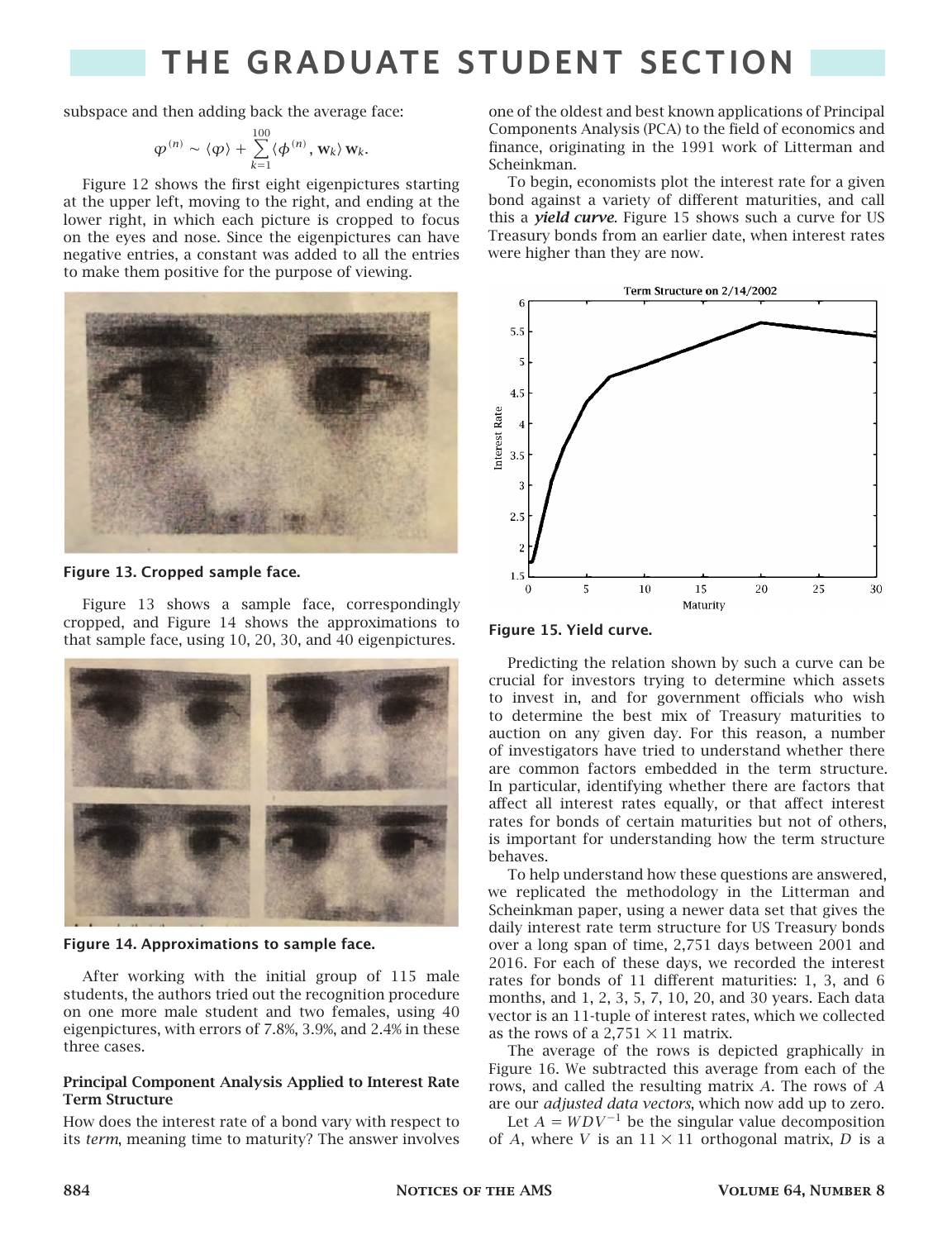subspace and then adding back the average face:

$$\varphi^{(n)} \sim \langle \varphi \rangle + \sum_{k=1}^{100} \langle \phi^{(n)}, \mathbf{w}_k \rangle \mathbf{w}_k.$$

Figure 12 shows the first eight eigenpictures starting at the upper left, moving to the right, and ending at the lower right, in which each picture is cropped to focus on the eyes and nose. Since the eigenpictures can have negative entries, a constant was added to all the entries to make them positive for the purpose of viewing.

**Figure 13. Cropped sample face.**

Figure 13 shows a sample face, correspondingly cropped, and Figure 14 shows the approximations to that sample face, using 10, 20, 30, and 40 eigenpictures.

**Figure 14. Approximations to sample face.**

After working with the initial group of 115 male students, the authors tried out the recognition procedure on one more male student and two females, using 40 eigenpictures, with errors of 7.8%, 3.9%, and 2.4% in these three cases.

### Principal Component Analysis Applied to Interest Rate Term Structure

How does the interest rate of a bond vary with respect to its *term*, meaning time to maturity? The answer involves one of the oldest and best known applications of Principal Components Analysis (PCA) to the field of economics and finance, originating in the 1991 work of Litterman and Scheinkman.

To begin, economists plot the interest rate for a given bond against a variety of different maturities, and call this a ***yield curve***. Figure 15 shows such a curve for US Treasury bonds from an earlier date, when interest rates were higher than they are now.

**Figure 15. Yield curve.**

Predicting the relation shown by such a curve can be crucial for investors trying to determine which assets to invest in, and for government officials who wish to determine the best mix of Treasury maturities to auction on any given day. For this reason, a number of investigators have tried to understand whether there are common factors embedded in the term structure. In particular, identifying whether there are factors that affect all interest rates equally, or that affect interest rates for bonds of certain maturities but not of others, is important for understanding how the term structure behaves.

To help understand how these questions are answered, we replicated the methodology in the Litterman and Scheinkman paper, using a newer data set that gives the daily interest rate term structure for US Treasury bonds over a long span of time, 2,751 days between 2001 and 2016. For each of these days, we recorded the interest rates for bonds of 11 different maturities: 1, 3, and 6 months, and 1, 2, 3, 5, 7, 10, 20, and 30 years. Each data vector is an 11-tuple of interest rates, which we collected as the rows of a $2{,}751 \times 11$ matrix.

The average of the rows is depicted graphically in Figure 16. We subtracted this average from each of the rows, and called the resulting matrix $A$. The rows of $A$ are our *adjusted data vectors*, which now add up to zero.

Let $A = WDV^{-1}$ be the singular value decomposition of $A$, where $V$ is an $11 \times 11$ orthogonal matrix, $D$ is a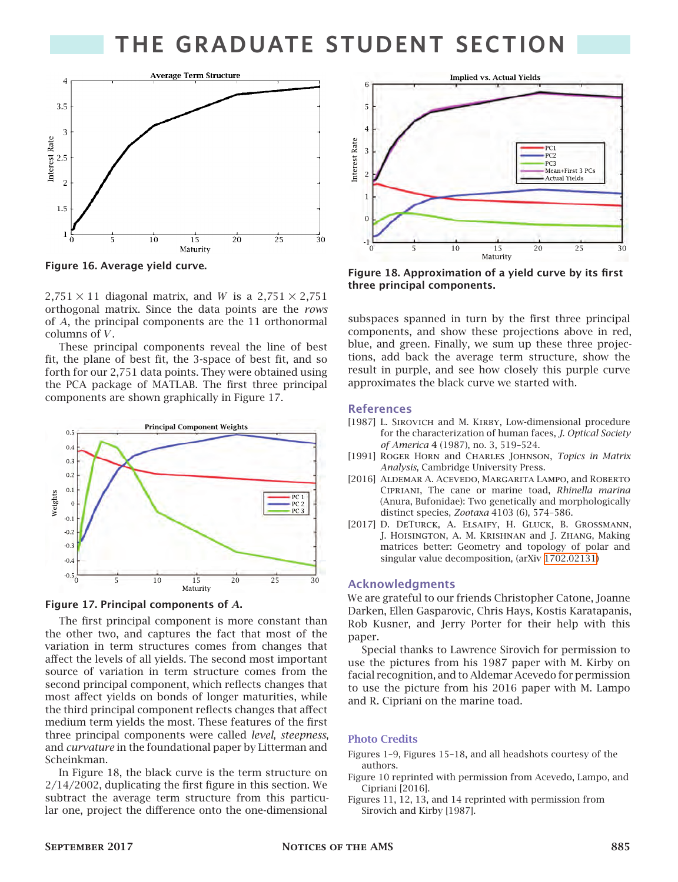Figure 16. Average yield curve.

$2{,}751 \times 11$ diagonal matrix, and $W$ is a $2{,}751 \times 2{,}751$ orthogonal matrix. Since the data points are the *rows* of $A$, the principal components are the 11 orthonormal columns of $V$.

These principal components reveal the line of best fit, the plane of best fit, the 3-space of best fit, and so forth for our 2,751 data points. They were obtained using the PCA package of MATLAB. The first three principal components are shown graphically in Figure 17.

Figure 17. Principal components of $A$.

The first principal component is more constant than the other two, and captures the fact that most of the variation in term structures comes from changes that affect the levels of all yields. The second most important source of variation in term structure comes from the second principal component, which reflects changes that most affect yields on bonds of longer maturities, while the third principal component reflects changes that affect medium term yields the most. These features of the first three principal components were called *level*, *steepness*, and *curvature* in the foundational paper by Litterman and Scheinkman.

In Figure 18, the black curve is the term structure on 2/14/2002, duplicating the first figure in this section. We subtract the average term structure from this particular one, project the difference onto the one-dimensional subspaces spanned in turn by the first three principal components, and show these projections above in red, blue, and green. Finally, we sum up these three projections, add back the average term structure, show the result in purple, and see how closely this purple curve approximates the black curve we started with.

Figure 18. Approximation of a yield curve by its first three principal components.

## References

[1987] L. Sirovich and M. Kirby, Low-dimensional procedure for the characterization of human faces, *J. Optical Society of America* **4** (1987), no. 3, 519–524.

[1991] Roger Horn and Charles Johnson, *Topics in Matrix Analysis*, Cambridge University Press.

[2016] Aldemar A. Acevedo, Margarita Lampo, and Roberto Cipriani, The cane or marine toad, *Rhinella marina* (Anura, Bufonidae): Two genetically and morphologically distinct species, *Zootaxa* 4103 (6), 574–586.

[2017] D. DeTurck, A. Elsaify, H. Gluck, B. Grossmann, J. Hoisington, A. M. Krishnan and J. Zhang, Making matrices better: Geometry and topology of polar and singular value decomposition, (arXiv 1702.02131)

## Acknowledgments

We are grateful to our friends Christopher Catone, Joanne Darken, Ellen Gasparovic, Chris Hays, Kostis Karatapanis, Rob Kusner, and Jerry Porter for their help with this paper.

Special thanks to Lawrence Sirovich for permission to use the pictures from his 1987 paper with M. Kirby on facial recognition, and to Aldemar Acevedo for permission to use the picture from his 2016 paper with M. Lampo and R. Cipriani on the marine toad.

## Photo Credits

Figures 1–9, Figures 15–18, and all headshots courtesy of the authors.

Figure 10 reprinted with permission from Acevedo, Lampo, and Cipriani [2016].

Figures 11, 12, 13, and 14 reprinted with permission from Sirovich and Kirby [1987].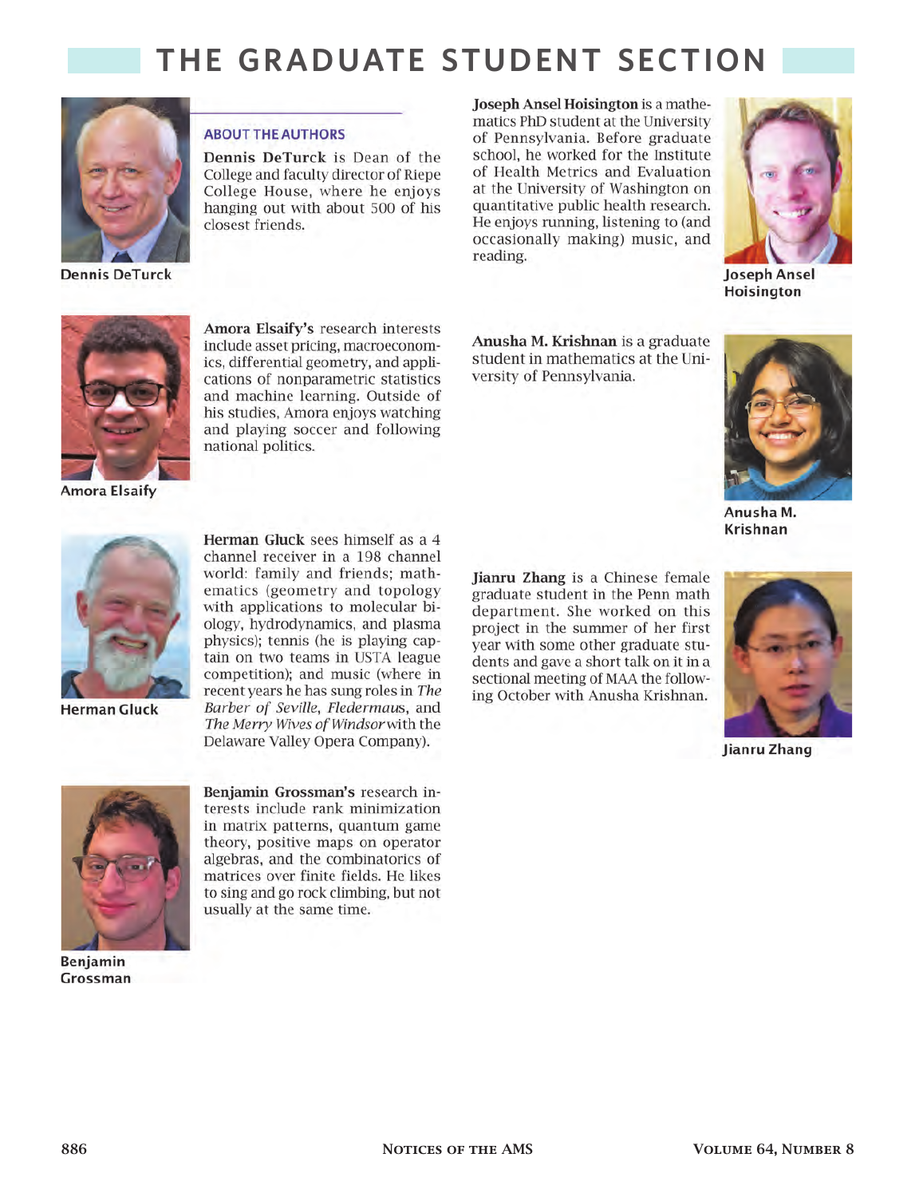## ABOUT THE AUTHORS

Dennis DeTurck

**Dennis DeTurck** is Dean of the College and faculty director of Riepe College House, where he enjoys hanging out with about 500 of his closest friends.

Joseph Ansel Hoisington

**Joseph Ansel Hoisington** is a mathematics PhD student at the University of Pennsylvania. Before graduate school, he worked for the Institute of Health Metrics and Evaluation at the University of Washington on quantitative public health research. He enjoys running, listening to (and occasionally making) music, and reading.

Amora Elsaify

**Amora Elsaify's** research interests include asset pricing, macroeconomics, differential geometry, and applications of nonparametric statistics and machine learning. Outside of his studies, Amora enjoys watching and playing soccer and following national politics.

Anusha M. Krishnan

**Anusha M. Krishnan** is a graduate student in mathematics at the University of Pennsylvania.

Herman Gluck

**Herman Gluck** sees himself as a 4 channel receiver in a 198 channel world: family and friends; mathematics (geometry and topology with applications to molecular biology, hydrodynamics, and plasma physics); tennis (he is playing captain on two teams in USTA league competition); and music (where in recent years he has sung roles in *The Barber of Seville*, *Fledermaus*, and *The Merry Wives of Windsor* with the Delaware Valley Opera Company).

Jianru Zhang

**Jianru Zhang** is a Chinese female graduate student in the Penn math department. She worked on this project in the summer of her first year with some other graduate students and gave a short talk on it in a sectional meeting of MAA the following October with Anusha Krishnan.

Benjamin Grossman

**Benjamin Grossman's** research interests include rank minimization in matrix patterns, quantum game theory, positive maps on operator algebras, and the combinatorics of matrices over finite fields. He likes to sing and go rock climbing, but not usually at the same time.